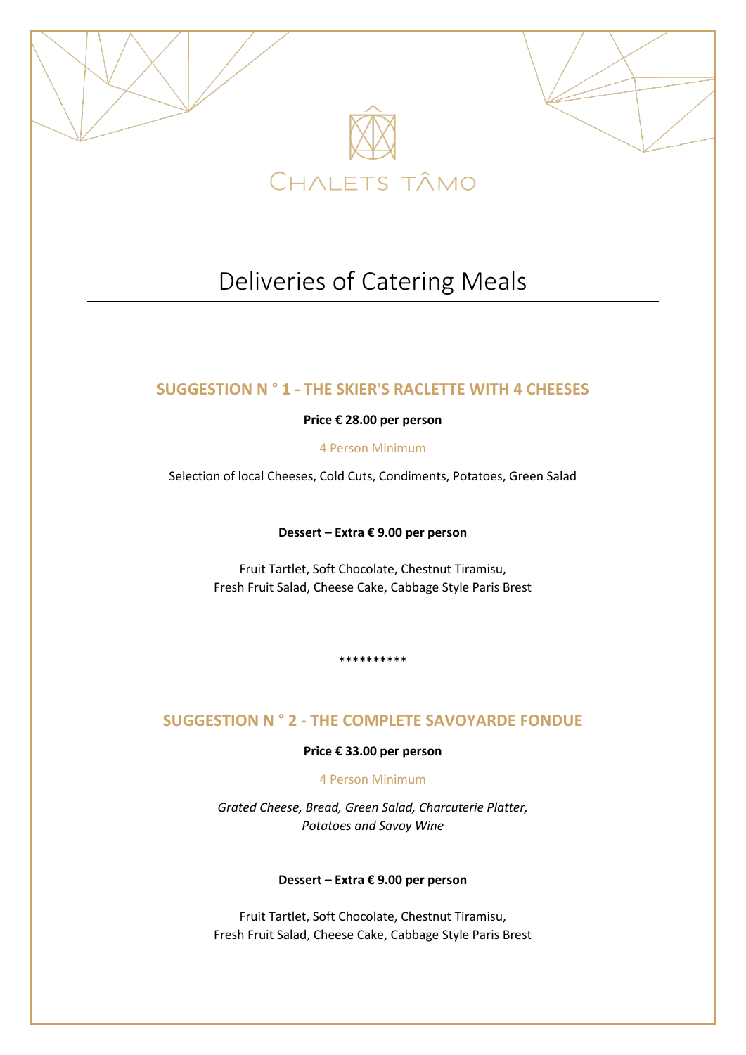CHALETS TÂMO

# Deliveries of Catering Meals

## SUGGESTION N ° 1 - THE SKIER'S RACLETTE WITH 4 CHEESES

**Price € 28.00 per person**

4 Person Minimum

Selection of local Cheeses, Cold Cuts, Condiments, Potatoes, Green Salad

**Dessert – Extra € 9.00 per person**

Fruit Tartlet, Soft Chocolate, Chestnut Tiramisu,
Fresh Fruit Salad, Cheese Cake, Cabbage Style Paris Brest

**\*\*\*\*\*\*\*\*\*\***

## SUGGESTION N ° 2 - THE COMPLETE SAVOYARDE FONDUE

**Price € 33.00 per person**

4 Person Minimum

*Grated Cheese, Bread, Green Salad, Charcuterie Platter,
Potatoes and Savoy Wine*

**Dessert – Extra € 9.00 per person**

Fruit Tartlet, Soft Chocolate, Chestnut Tiramisu,
Fresh Fruit Salad, Cheese Cake, Cabbage Style Paris Brest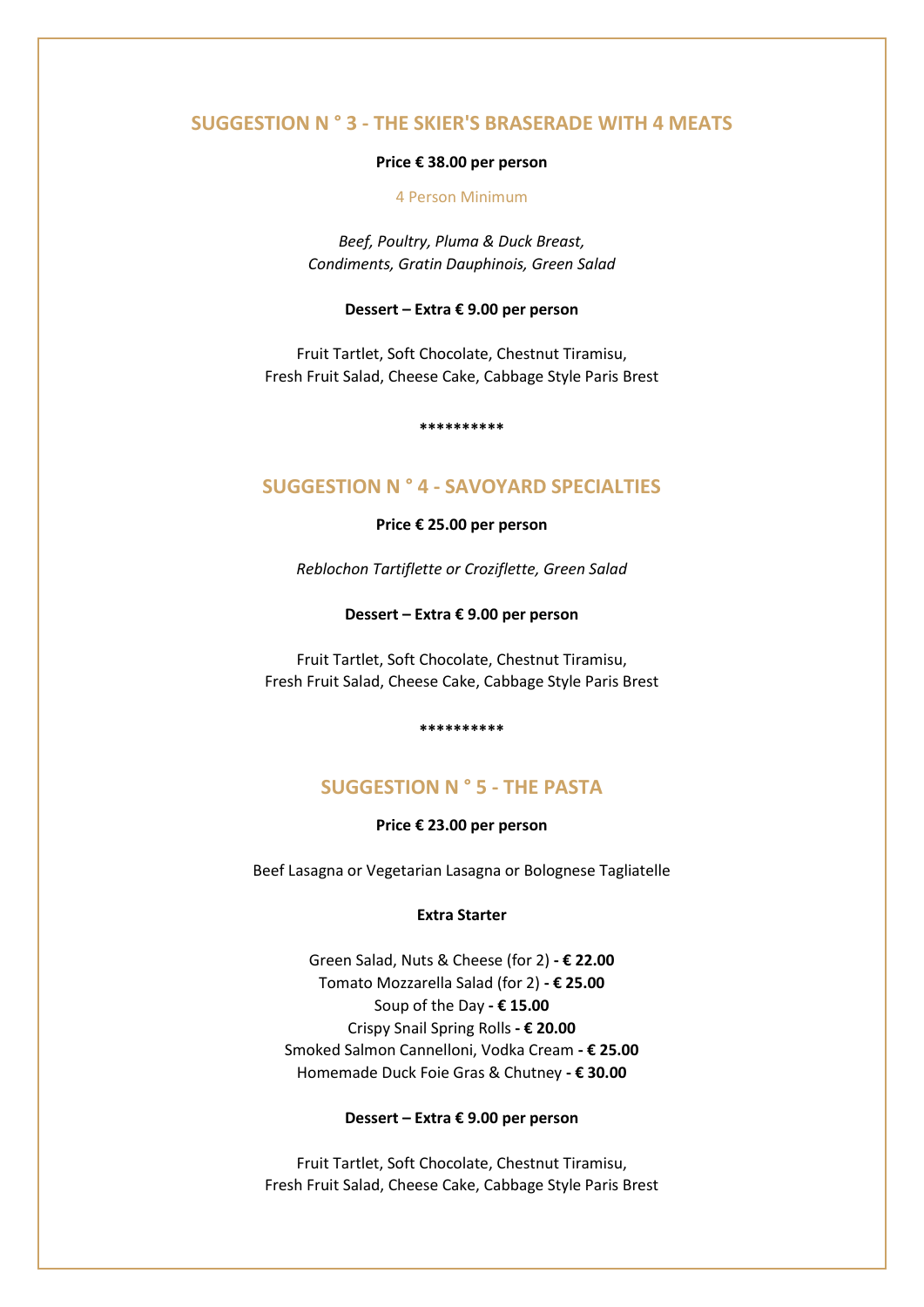## SUGGESTION N ° 3 - THE SKIER'S BRASERADE WITH 4 MEATS

**Price € 38.00 per person**

4 Person Minimum

*Beef, Poultry, Pluma & Duck Breast,*
*Condiments, Gratin Dauphinois, Green Salad*

**Dessert – Extra € 9.00 per person**

Fruit Tartlet, Soft Chocolate, Chestnut Tiramisu,
Fresh Fruit Salad, Cheese Cake, Cabbage Style Paris Brest

**********

## SUGGESTION N ° 4 - SAVOYARD SPECIALTIES

**Price € 25.00 per person**

*Reblochon Tartiflette or Croziflette, Green Salad*

**Dessert – Extra € 9.00 per person**

Fruit Tartlet, Soft Chocolate, Chestnut Tiramisu,
Fresh Fruit Salad, Cheese Cake, Cabbage Style Paris Brest

**********

## SUGGESTION N ° 5 - THE PASTA

**Price € 23.00 per person**

Beef Lasagna or Vegetarian Lasagna or Bolognese Tagliatelle

**Extra Starter**

Green Salad, Nuts & Cheese (for 2) **- € 22.00**
Tomato Mozzarella Salad (for 2) **- € 25.00**
Soup of the Day **- € 15.00**
Crispy Snail Spring Rolls **- € 20.00**
Smoked Salmon Cannelloni, Vodka Cream **- € 25.00**
Homemade Duck Foie Gras & Chutney **- € 30.00**

**Dessert – Extra € 9.00 per person**

Fruit Tartlet, Soft Chocolate, Chestnut Tiramisu,
Fresh Fruit Salad, Cheese Cake, Cabbage Style Paris Brest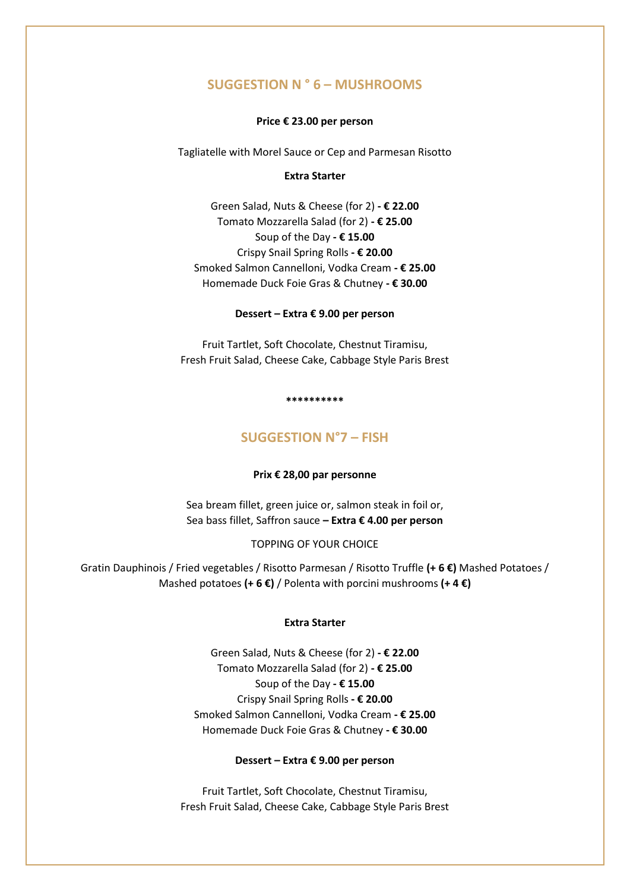## SUGGESTION N ° 6 – MUSHROOMS

**Price € 23.00 per person**

Tagliatelle with Morel Sauce or Cep and Parmesan Risotto

**Extra Starter**

Green Salad, Nuts & Cheese (for 2) **- € 22.00**
Tomato Mozzarella Salad (for 2) **- € 25.00**
Soup of the Day **- € 15.00**
Crispy Snail Spring Rolls **- € 20.00**
Smoked Salmon Cannelloni, Vodka Cream **- € 25.00**
Homemade Duck Foie Gras & Chutney **- € 30.00**

**Dessert – Extra € 9.00 per person**

Fruit Tartlet, Soft Chocolate, Chestnut Tiramisu,
Fresh Fruit Salad, Cheese Cake, Cabbage Style Paris Brest

**********

## SUGGESTION N°7 – FISH

**Prix € 28,00 par personne**

Sea bream fillet, green juice or, salmon steak in foil or,
Sea bass fillet, Saffron sauce **– Extra € 4.00 per person**

TOPPING OF YOUR CHOICE

Gratin Dauphinois / Fried vegetables / Risotto Parmesan / Risotto Truffle **(+ 6 €)** Mashed Potatoes / Mashed potatoes **(+ 6 €)** / Polenta with porcini mushrooms **(+ 4 €)**

**Extra Starter**

Green Salad, Nuts & Cheese (for 2) **- € 22.00**
Tomato Mozzarella Salad (for 2) **- € 25.00**
Soup of the Day **- € 15.00**
Crispy Snail Spring Rolls **- € 20.00**
Smoked Salmon Cannelloni, Vodka Cream **- € 25.00**
Homemade Duck Foie Gras & Chutney **- € 30.00**

**Dessert – Extra € 9.00 per person**

Fruit Tartlet, Soft Chocolate, Chestnut Tiramisu,
Fresh Fruit Salad, Cheese Cake, Cabbage Style Paris Brest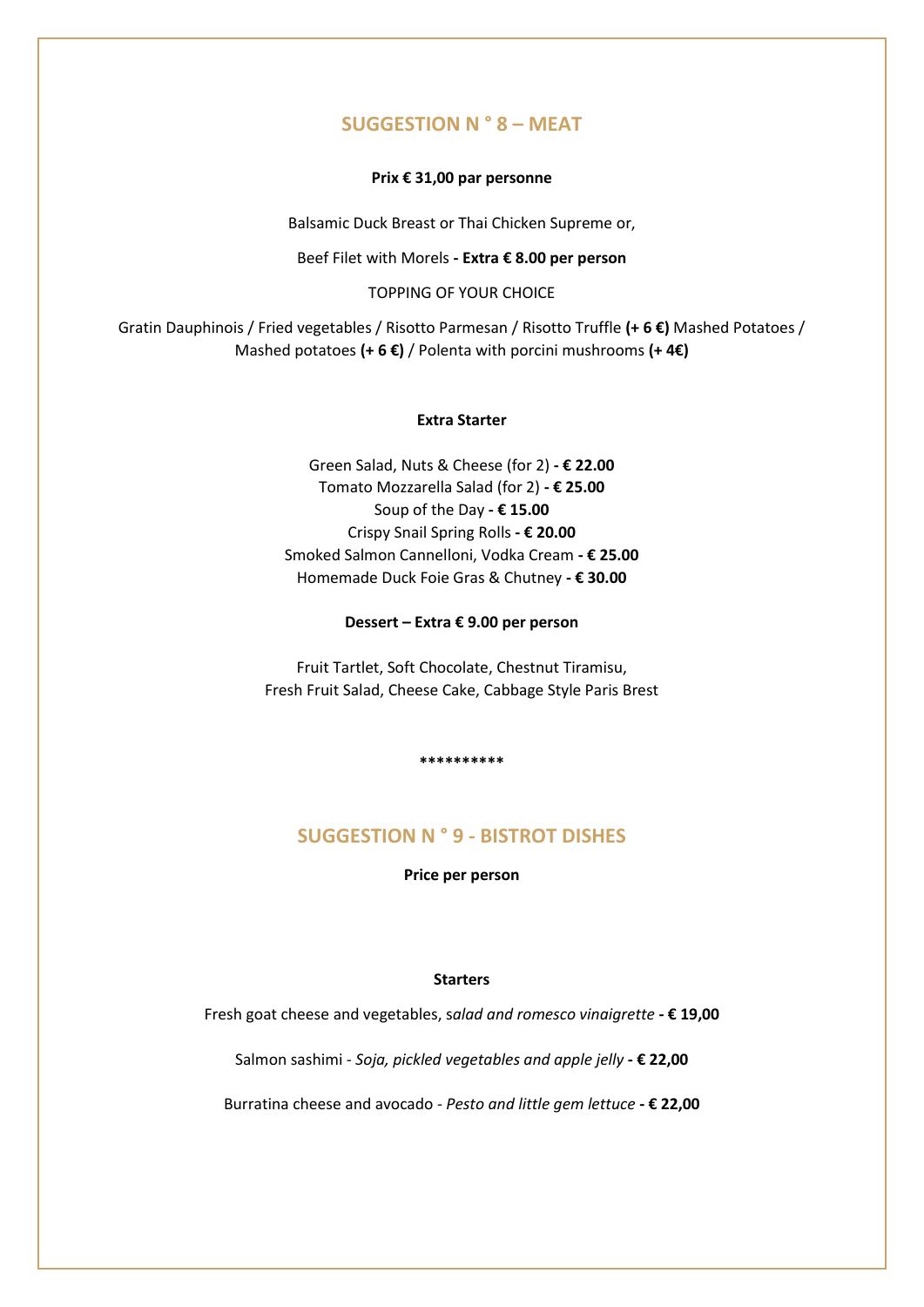## SUGGESTION N ° 8 – MEAT

**Prix € 31,00 par personne**

Balsamic Duck Breast or Thai Chicken Supreme or,

Beef Filet with Morels **- Extra € 8.00 per person**

TOPPING OF YOUR CHOICE

Gratin Dauphinois / Fried vegetables / Risotto Parmesan / Risotto Truffle **(+ 6 €)** Mashed Potatoes / Mashed potatoes **(+ 6 €)** / Polenta with porcini mushrooms **(+ 4€)**

**Extra Starter**

Green Salad, Nuts & Cheese (for 2) **- € 22.00**
Tomato Mozzarella Salad (for 2) **- € 25.00**
Soup of the Day **- € 15.00**
Crispy Snail Spring Rolls **- € 20.00**
Smoked Salmon Cannelloni, Vodka Cream **- € 25.00**
Homemade Duck Foie Gras & Chutney **- € 30.00**

**Dessert – Extra € 9.00 per person**

Fruit Tartlet, Soft Chocolate, Chestnut Tiramisu,
Fresh Fruit Salad, Cheese Cake, Cabbage Style Paris Brest

**********

## SUGGESTION N ° 9 - BISTROT DISHES

**Price per person**

**Starters**

Fresh goat cheese and vegetables, s*alad and romesco vinaigrette* **- € 19,00**

Salmon sashimi - *Soja, pickled vegetables and apple jelly* **- € 22,00**

Burratina cheese and avocado - *Pesto and little gem lettuce* **- € 22,00**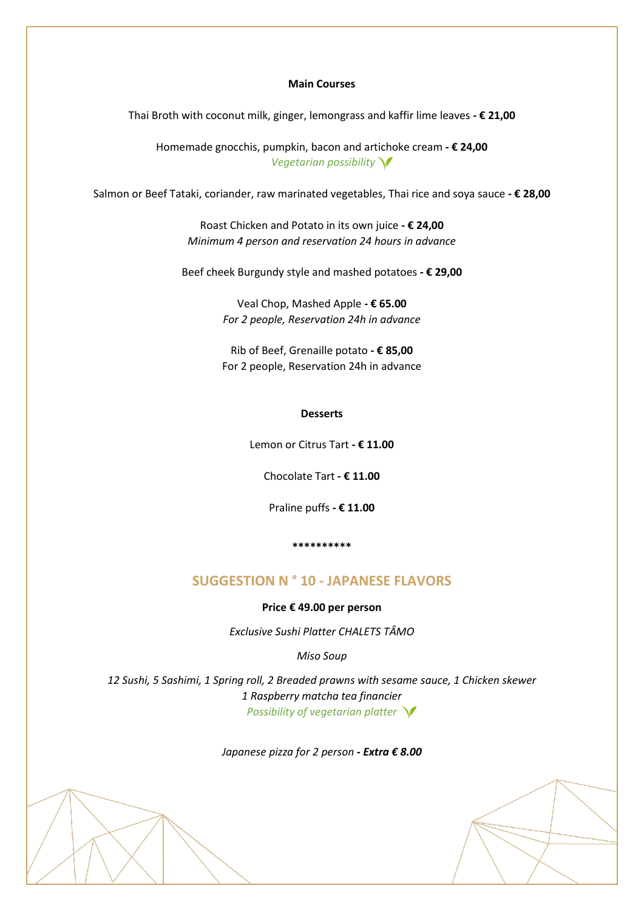## Main Courses

Thai Broth with coconut milk, ginger, lemongrass and kaffir lime leaves **- € 21,00**

Homemade gnocchis, pumpkin, bacon and artichoke cream **- € 24,00**
*Vegetarian possibility*

Salmon or Beef Tataki, coriander, raw marinated vegetables, Thai rice and soya sauce **- € 28,00**

Roast Chicken and Potato in its own juice **- € 24,00**
*Minimum 4 person and reservation 24 hours in advance*

Beef cheek Burgundy style and mashed potatoes **- € 29,00**

Veal Chop, Mashed Apple **- € 65.00**
*For 2 people, Reservation 24h in advance*

Rib of Beef, Grenaille potato **- € 85,00**
For 2 people, Reservation 24h in advance

## Desserts

Lemon or Citrus Tart **- € 11.00**

Chocolate Tart **- € 11.00**

Praline puffs **- € 11.00**

**\*\*\*\*\*\*\*\*\*\***

## SUGGESTION N ° 10 - JAPANESE FLAVORS

**Price € 49.00 per person**

*Exclusive Sushi Platter CHALETS TÂMO*

*Miso Soup*

*12 Sushi, 5 Sashimi, 1 Spring roll, 2 Breaded prawns with sesame sauce, 1 Chicken skewer*
*1 Raspberry matcha tea financier*
*Possibility of vegetarian platter*

*Japanese pizza for 2 person **- Extra € 8.00***